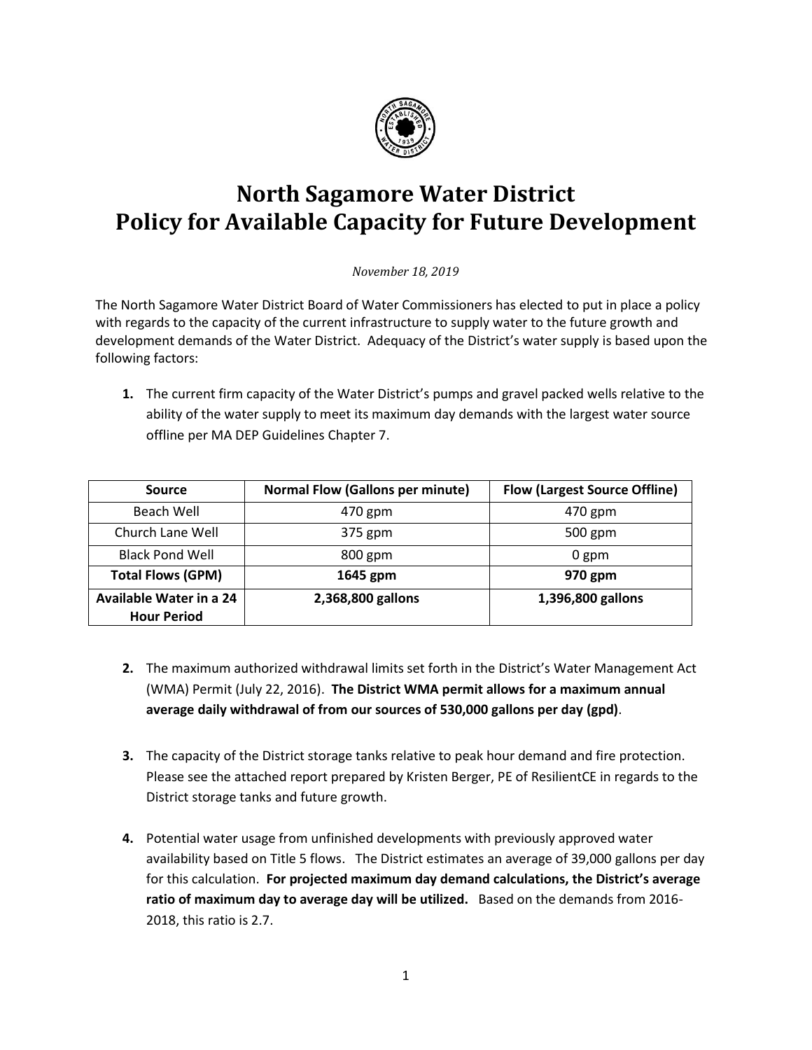# North Sagamore Water District
# Policy for Available Capacity for Future Development

*November 18, 2019*

The North Sagamore Water District Board of Water Commissioners has elected to put in place a policy with regards to the capacity of the current infrastructure to supply water to the future growth and development demands of the Water District. Adequacy of the District's water supply is based upon the following factors:

**1.** The current firm capacity of the Water District's pumps and gravel packed wells relative to the ability of the water supply to meet its maximum day demands with the largest water source offline per MA DEP Guidelines Chapter 7.

| Source | Normal Flow (Gallons per minute) | Flow (Largest Source Offline) |
|---|---|---|
| Beach Well | 470 gpm | 470 gpm |
| Church Lane Well | 375 gpm | 500 gpm |
| Black Pond Well | 800 gpm | 0 gpm |
| **Total Flows (GPM)** | **1645 gpm** | **970 gpm** |
| **Available Water in a 24 Hour Period** | **2,368,800 gallons** | **1,396,800 gallons** |

**2.** The maximum authorized withdrawal limits set forth in the District's Water Management Act (WMA) Permit (July 22, 2016). **The District WMA permit allows for a maximum annual average daily withdrawal of from our sources of 530,000 gallons per day (gpd)**.

**3.** The capacity of the District storage tanks relative to peak hour demand and fire protection. Please see the attached report prepared by Kristen Berger, PE of ResilientCE in regards to the District storage tanks and future growth.

**4.** Potential water usage from unfinished developments with previously approved water availability based on Title 5 flows. The District estimates an average of 39,000 gallons per day for this calculation. **For projected maximum day demand calculations, the District's average ratio of maximum day to average day will be utilized.** Based on the demands from 2016-2018, this ratio is 2.7.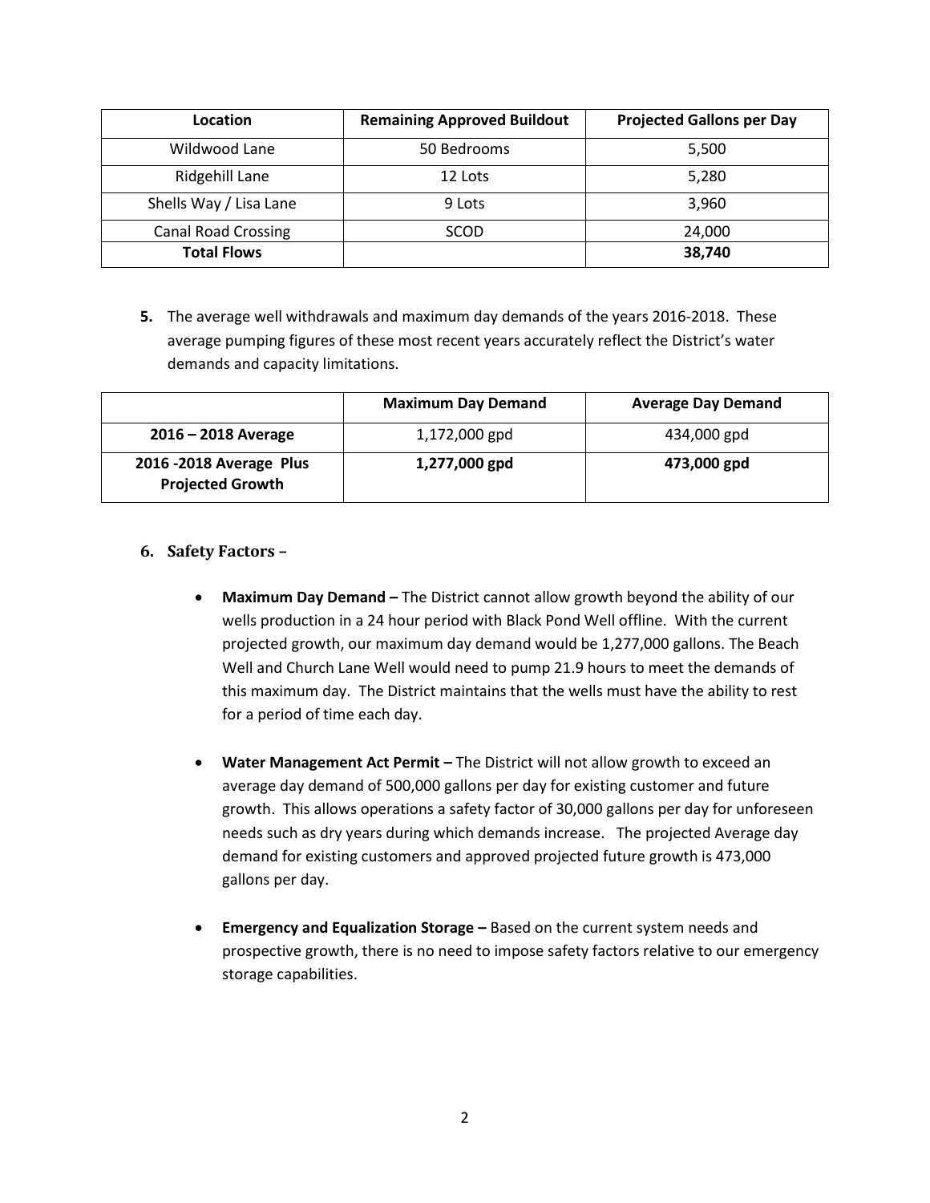| Location | Remaining Approved Buildout | Projected Gallons per Day |
|---|---|---|
| Wildwood Lane | 50 Bedrooms | 5,500 |
| Ridgehill Lane | 12 Lots | 5,280 |
| Shells Way / Lisa Lane | 9 Lots | 3,960 |
| Canal Road Crossing | SCOD | 24,000 |
| **Total Flows** | | **38,740** |

**5.** The average well withdrawals and maximum day demands of the years 2016-2018. These average pumping figures of these most recent years accurately reflect the District's water demands and capacity limitations.

| | Maximum Day Demand | Average Day Demand |
|---|---|---|
| **2016 – 2018 Average** | 1,172,000 gpd | 434,000 gpd |
| **2016 -2018 Average Plus Projected Growth** | **1,277,000 gpd** | **473,000 gpd** |

**6. Safety Factors –**

- **Maximum Day Demand –** The District cannot allow growth beyond the ability of our wells production in a 24 hour period with Black Pond Well offline. With the current projected growth, our maximum day demand would be 1,277,000 gallons. The Beach Well and Church Lane Well would need to pump 21.9 hours to meet the demands of this maximum day. The District maintains that the wells must have the ability to rest for a period of time each day.

- **Water Management Act Permit –** The District will not allow growth to exceed an average day demand of 500,000 gallons per day for existing customer and future growth. This allows operations a safety factor of 30,000 gallons per day for unforeseen needs such as dry years during which demands increase. The projected Average day demand for existing customers and approved projected future growth is 473,000 gallons per day.

- **Emergency and Equalization Storage –** Based on the current system needs and prospective growth, there is no need to impose safety factors relative to our emergency storage capabilities.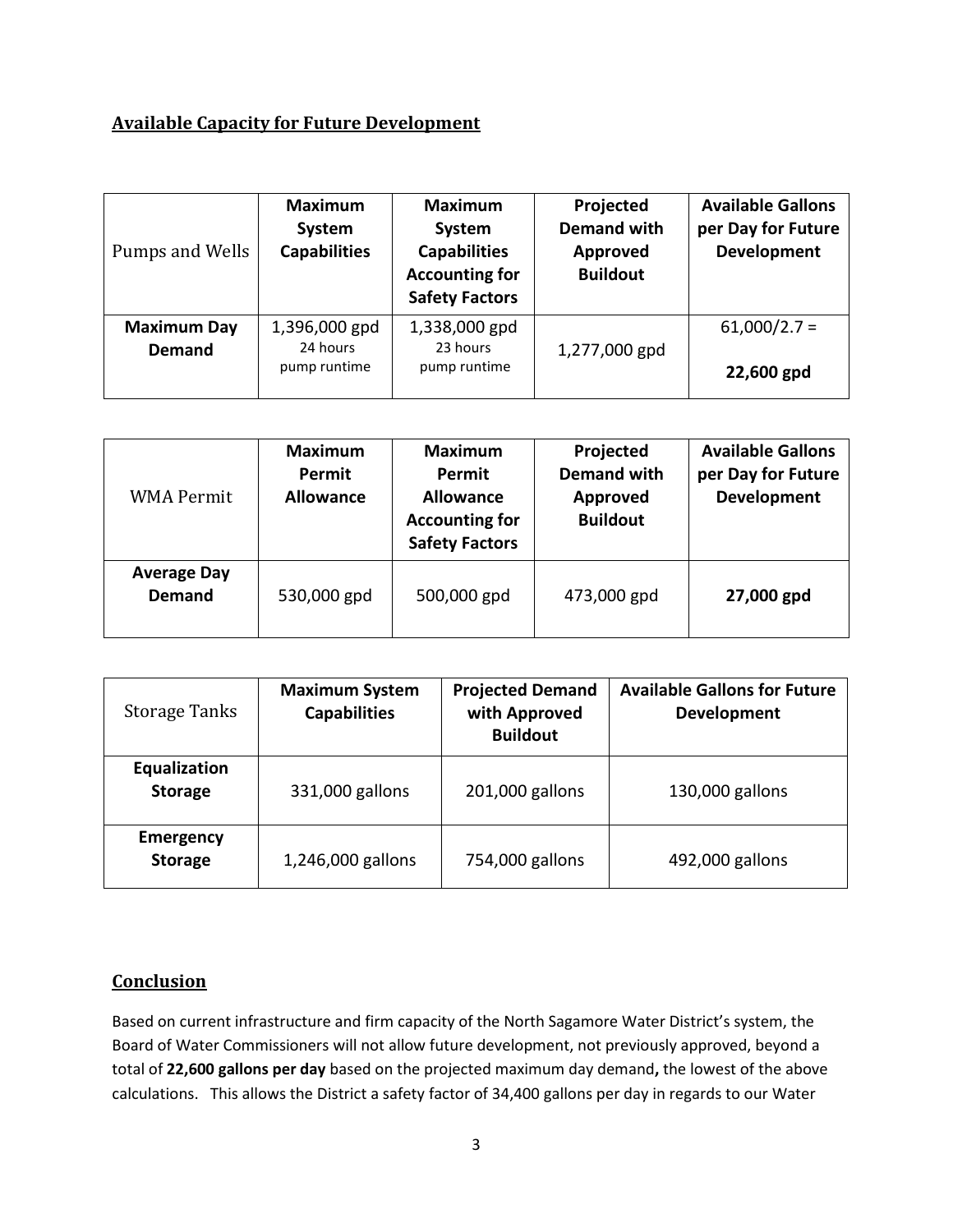## Available Capacity for Future Development

| Pumps and Wells | Maximum System Capabilities | Maximum System Capabilities Accounting for Safety Factors | Projected Demand with Approved Buildout | Available Gallons per Day for Future Development |
|---|---|---|---|---|
| **Maximum Day Demand** | 1,396,000 gpd 24 hours pump runtime | 1,338,000 gpd 23 hours pump runtime | 1,277,000 gpd | 61,000/2.7 = **22,600 gpd** |

| WMA Permit | Maximum Permit Allowance | Maximum Permit Allowance Accounting for Safety Factors | Projected Demand with Approved Buildout | Available Gallons per Day for Future Development |
|---|---|---|---|---|
| **Average Day Demand** | 530,000 gpd | 500,000 gpd | 473,000 gpd | **27,000 gpd** |

| Storage Tanks | Maximum System Capabilities | Projected Demand with Approved Buildout | Available Gallons for Future Development |
|---|---|---|---|
| **Equalization Storage** | 331,000 gallons | 201,000 gallons | 130,000 gallons |
| **Emergency Storage** | 1,246,000 gallons | 754,000 gallons | 492,000 gallons |

## Conclusion

Based on current infrastructure and firm capacity of the North Sagamore Water District's system, the Board of Water Commissioners will not allow future development, not previously approved, beyond a total of **22,600 gallons per day** based on the projected maximum day demand**,** the lowest of the above calculations. This allows the District a safety factor of 34,400 gallons per day in regards to our Water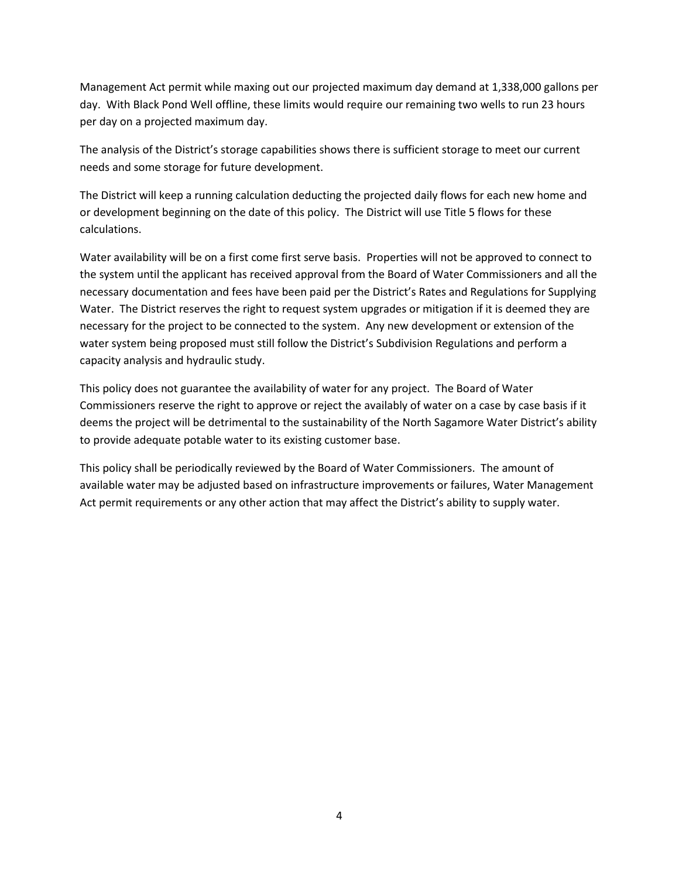Management Act permit while maxing out our projected maximum day demand at 1,338,000 gallons per day. With Black Pond Well offline, these limits would require our remaining two wells to run 23 hours per day on a projected maximum day.

The analysis of the District's storage capabilities shows there is sufficient storage to meet our current needs and some storage for future development.

The District will keep a running calculation deducting the projected daily flows for each new home and or development beginning on the date of this policy. The District will use Title 5 flows for these calculations.

Water availability will be on a first come first serve basis. Properties will not be approved to connect to the system until the applicant has received approval from the Board of Water Commissioners and all the necessary documentation and fees have been paid per the District's Rates and Regulations for Supplying Water. The District reserves the right to request system upgrades or mitigation if it is deemed they are necessary for the project to be connected to the system. Any new development or extension of the water system being proposed must still follow the District's Subdivision Regulations and perform a capacity analysis and hydraulic study.

This policy does not guarantee the availability of water for any project. The Board of Water Commissioners reserve the right to approve or reject the availably of water on a case by case basis if it deems the project will be detrimental to the sustainability of the North Sagamore Water District's ability to provide adequate potable water to its existing customer base.

This policy shall be periodically reviewed by the Board of Water Commissioners. The amount of available water may be adjusted based on infrastructure improvements or failures, Water Management Act permit requirements or any other action that may affect the District's ability to supply water.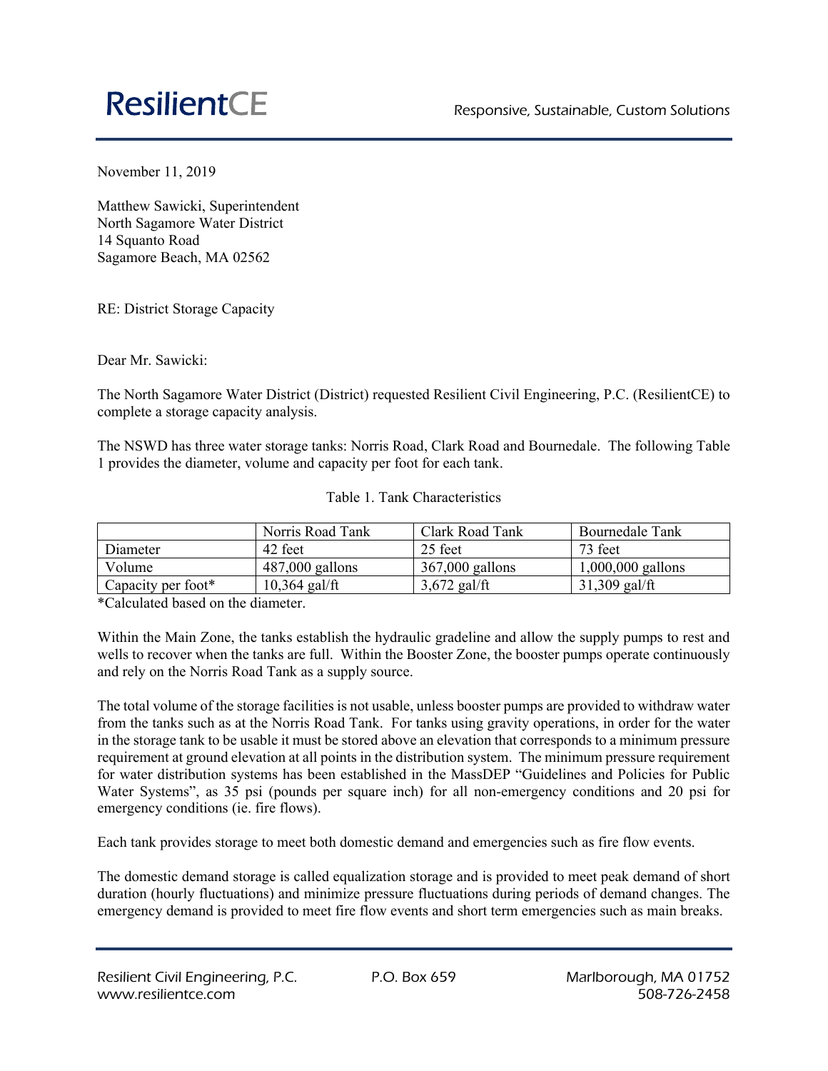November 11, 2019

Matthew Sawicki, Superintendent
North Sagamore Water District
14 Squanto Road
Sagamore Beach, MA 02562

RE: District Storage Capacity

Dear Mr. Sawicki:

The North Sagamore Water District (District) requested Resilient Civil Engineering, P.C. (ResilientCE) to complete a storage capacity analysis.

The NSWD has three water storage tanks: Norris Road, Clark Road and Bournedale. The following Table 1 provides the diameter, volume and capacity per foot for each tank.

Table 1. Tank Characteristics

| | Norris Road Tank | Clark Road Tank | Bournedale Tank |
|---|---|---|---|
| Diameter | 42 feet | 25 feet | 73 feet |
| Volume | 487,000 gallons | 367,000 gallons | 1,000,000 gallons |
| Capacity per foot* | 10,364 gal/ft | 3,672 gal/ft | 31,309 gal/ft |

*Calculated based on the diameter.

Within the Main Zone, the tanks establish the hydraulic gradeline and allow the supply pumps to rest and wells to recover when the tanks are full. Within the Booster Zone, the booster pumps operate continuously and rely on the Norris Road Tank as a supply source.

The total volume of the storage facilities is not usable, unless booster pumps are provided to withdraw water from the tanks such as at the Norris Road Tank. For tanks using gravity operations, in order for the water in the storage tank to be usable it must be stored above an elevation that corresponds to a minimum pressure requirement at ground elevation at all points in the distribution system. The minimum pressure requirement for water distribution systems has been established in the MassDEP "Guidelines and Policies for Public Water Systems", as 35 psi (pounds per square inch) for all non-emergency conditions and 20 psi for emergency conditions (ie. fire flows).

Each tank provides storage to meet both domestic demand and emergencies such as fire flow events.

The domestic demand storage is called equalization storage and is provided to meet peak demand of short duration (hourly fluctuations) and minimize pressure fluctuations during periods of demand changes. The emergency demand is provided to meet fire flow events and short term emergencies such as main breaks.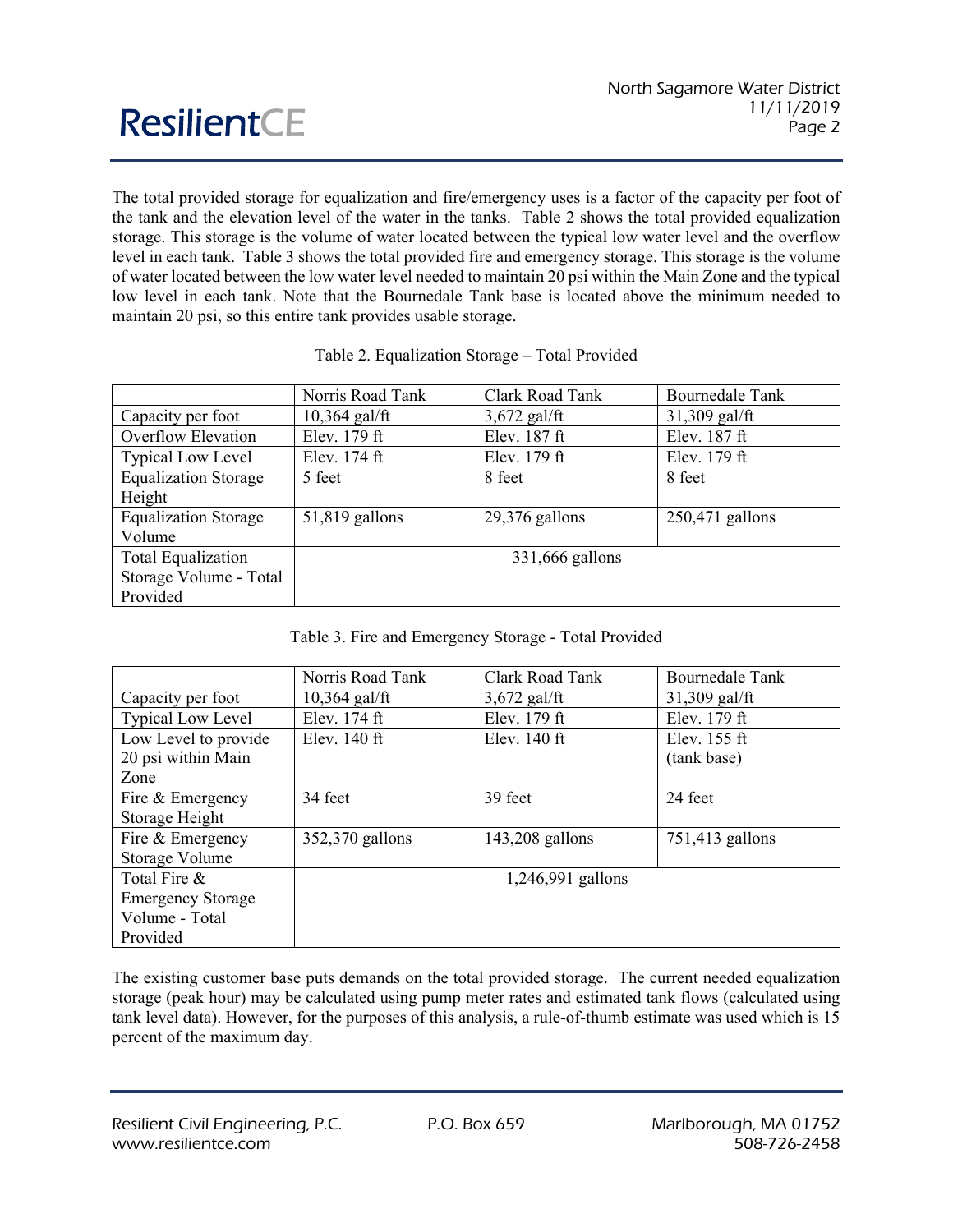The total provided storage for equalization and fire/emergency uses is a factor of the capacity per foot of the tank and the elevation level of the water in the tanks. Table 2 shows the total provided equalization storage. This storage is the volume of water located between the typical low water level and the overflow level in each tank. Table 3 shows the total provided fire and emergency storage. This storage is the volume of water located between the low water level needed to maintain 20 psi within the Main Zone and the typical low level in each tank. Note that the Bournedale Tank base is located above the minimum needed to maintain 20 psi, so this entire tank provides usable storage.

Table 2. Equalization Storage – Total Provided

| | Norris Road Tank | Clark Road Tank | Bournedale Tank |
|---|---|---|---|
| Capacity per foot | 10,364 gal/ft | 3,672 gal/ft | 31,309 gal/ft |
| Overflow Elevation | Elev. 179 ft | Elev. 187 ft | Elev. 187 ft |
| Typical Low Level | Elev. 174 ft | Elev. 179 ft | Elev. 179 ft |
| Equalization Storage Height | 5 feet | 8 feet | 8 feet |
| Equalization Storage Volume | 51,819 gallons | 29,376 gallons | 250,471 gallons |
| Total Equalization Storage Volume - Total Provided | 331,666 gallons | | |

Table 3. Fire and Emergency Storage - Total Provided

| | Norris Road Tank | Clark Road Tank | Bournedale Tank |
|---|---|---|---|
| Capacity per foot | 10,364 gal/ft | 3,672 gal/ft | 31,309 gal/ft |
| Typical Low Level | Elev. 174 ft | Elev. 179 ft | Elev. 179 ft |
| Low Level to provide 20 psi within Main Zone | Elev. 140 ft | Elev. 140 ft | Elev. 155 ft (tank base) |
| Fire & Emergency Storage Height | 34 feet | 39 feet | 24 feet |
| Fire & Emergency Storage Volume | 352,370 gallons | 143,208 gallons | 751,413 gallons |
| Total Fire & Emergency Storage Volume - Total Provided | 1,246,991 gallons | | |

The existing customer base puts demands on the total provided storage. The current needed equalization storage (peak hour) may be calculated using pump meter rates and estimated tank flows (calculated using tank level data). However, for the purposes of this analysis, a rule-of-thumb estimate was used which is 15 percent of the maximum day.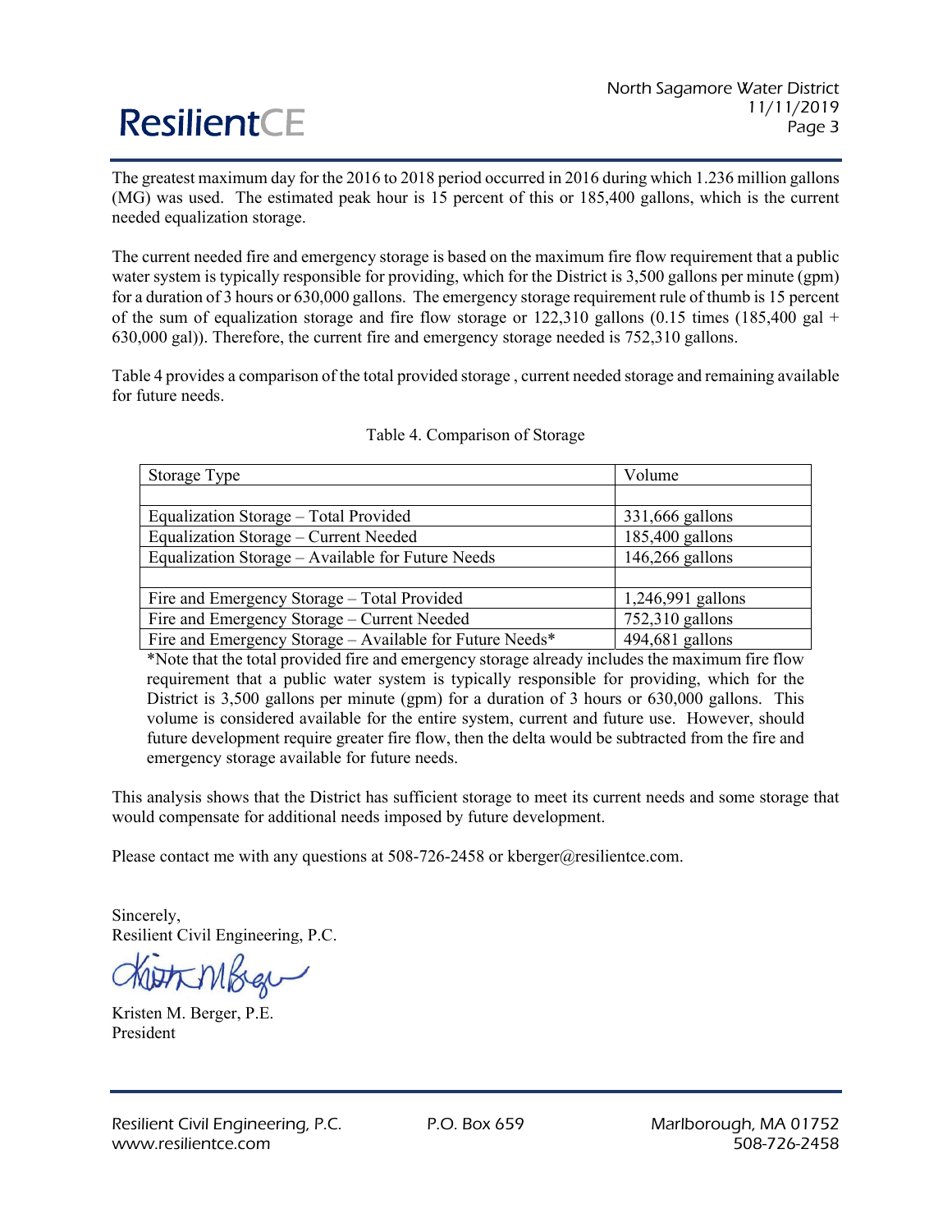The greatest maximum day for the 2016 to 2018 period occurred in 2016 during which 1.236 million gallons (MG) was used. The estimated peak hour is 15 percent of this or 185,400 gallons, which is the current needed equalization storage.

The current needed fire and emergency storage is based on the maximum fire flow requirement that a public water system is typically responsible for providing, which for the District is 3,500 gallons per minute (gpm) for a duration of 3 hours or 630,000 gallons. The emergency storage requirement rule of thumb is 15 percent of the sum of equalization storage and fire flow storage or 122,310 gallons (0.15 times (185,400 gal + 630,000 gal)). Therefore, the current fire and emergency storage needed is 752,310 gallons.

Table 4 provides a comparison of the total provided storage , current needed storage and remaining available for future needs.

Table 4. Comparison of Storage

| Storage Type | Volume |
|---|---|
| | |
| Equalization Storage – Total Provided | 331,666 gallons |
| Equalization Storage – Current Needed | 185,400 gallons |
| Equalization Storage – Available for Future Needs | 146,266 gallons |
| | |
| Fire and Emergency Storage – Total Provided | 1,246,991 gallons |
| Fire and Emergency Storage – Current Needed | 752,310 gallons |
| Fire and Emergency Storage – Available for Future Needs* | 494,681 gallons |

*Note that the total provided fire and emergency storage already includes the maximum fire flow requirement that a public water system is typically responsible for providing, which for the District is 3,500 gallons per minute (gpm) for a duration of 3 hours or 630,000 gallons. This volume is considered available for the entire system, current and future use. However, should future development require greater fire flow, then the delta would be subtracted from the fire and emergency storage available for future needs.

This analysis shows that the District has sufficient storage to meet its current needs and some storage that would compensate for additional needs imposed by future development.

Please contact me with any questions at 508-726-2458 or kberger@resilientce.com.

Sincerely,
Resilient Civil Engineering, P.C.

Kristen M. Berger, P.E.
President